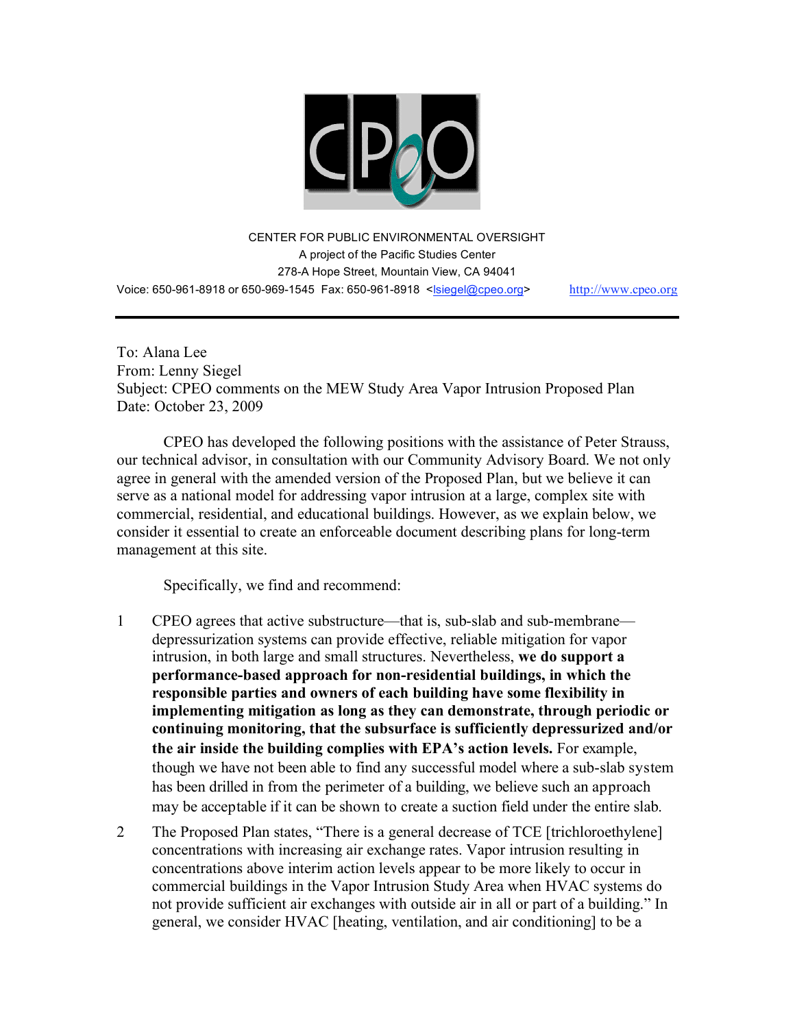CENTER FOR PUBLIC ENVIRONMENTAL OVERSIGHT
A project of the Pacific Studies Center
278-A Hope Street, Mountain View, CA 94041
Voice: 650-961-8918 or 650-969-1545 Fax: 650-961-8918 <lsiegel@cpeo.org> http://www.cpeo.org

---

To: Alana Lee
From: Lenny Siegel
Subject: CPEO comments on the MEW Study Area Vapor Intrusion Proposed Plan
Date: October 23, 2009

CPEO has developed the following positions with the assistance of Peter Strauss, our technical advisor, in consultation with our Community Advisory Board. We not only agree in general with the amended version of the Proposed Plan, but we believe it can serve as a national model for addressing vapor intrusion at a large, complex site with commercial, residential, and educational buildings. However, as we explain below, we consider it essential to create an enforceable document describing plans for long-term management at this site.

Specifically, we find and recommend:

1. CPEO agrees that active substructure—that is, sub-slab and sub-membrane—depressurization systems can provide effective, reliable mitigation for vapor intrusion, in both large and small structures. Nevertheless, **we do support a performance-based approach for non-residential buildings, in which the responsible parties and owners of each building have some flexibility in implementing mitigation as long as they can demonstrate, through periodic or continuing monitoring, that the subsurface is sufficiently depressurized and/or the air inside the building complies with EPA's action levels.** For example, though we have not been able to find any successful model where a sub-slab system has been drilled in from the perimeter of a building, we believe such an approach may be acceptable if it can be shown to create a suction field under the entire slab.

2. The Proposed Plan states, "There is a general decrease of TCE [trichloroethylene] concentrations with increasing air exchange rates. Vapor intrusion resulting in concentrations above interim action levels appear to be more likely to occur in commercial buildings in the Vapor Intrusion Study Area when HVAC systems do not provide sufficient air exchanges with outside air in all or part of a building." In general, we consider HVAC [heating, ventilation, and air conditioning] to be a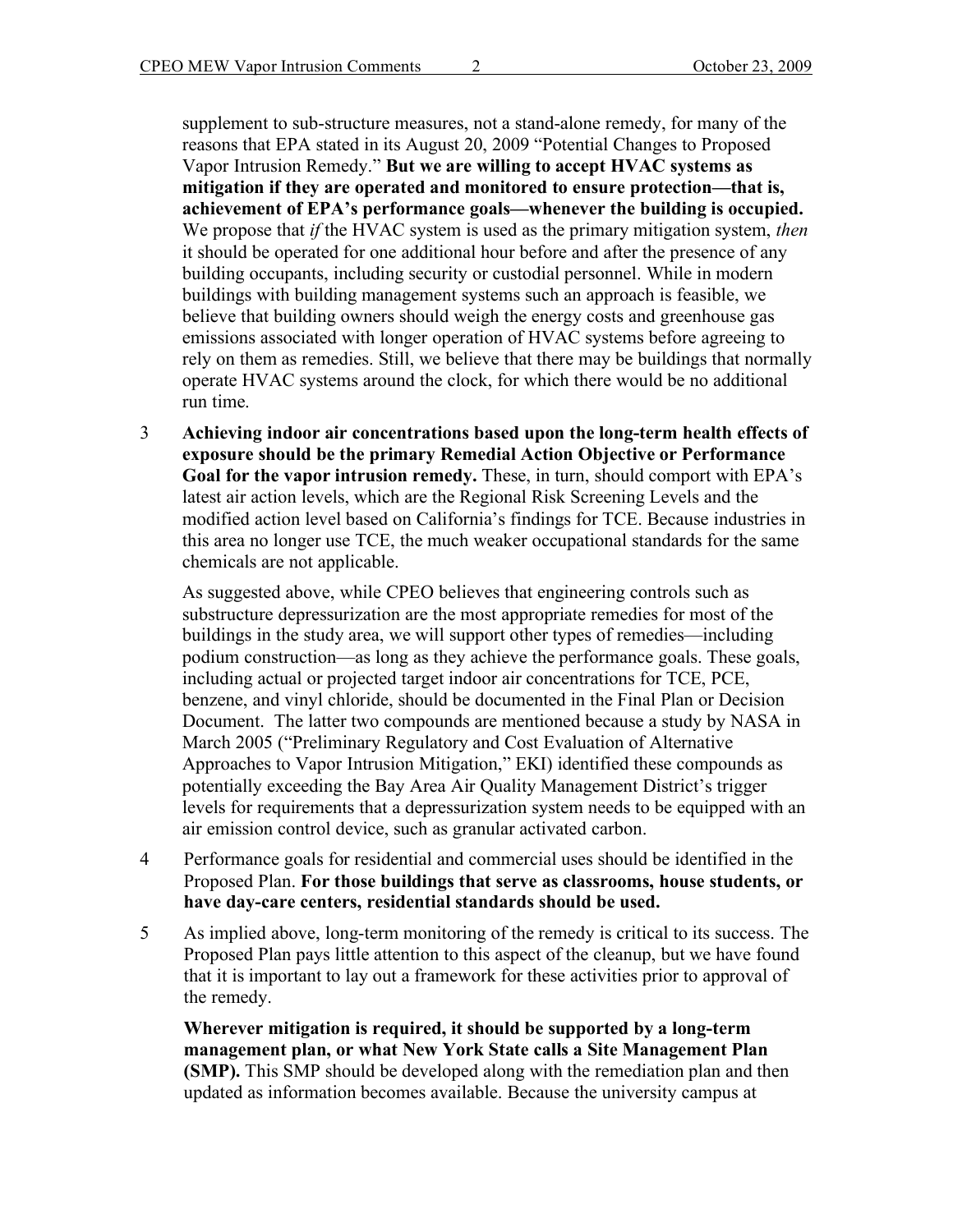supplement to sub-structure measures, not a stand-alone remedy, for many of the reasons that EPA stated in its August 20, 2009 "Potential Changes to Proposed Vapor Intrusion Remedy." **But we are willing to accept HVAC systems as mitigation if they are operated and monitored to ensure protection—that is, achievement of EPA's performance goals—whenever the building is occupied.** We propose that *if* the HVAC system is used as the primary mitigation system, *then* it should be operated for one additional hour before and after the presence of any building occupants, including security or custodial personnel. While in modern buildings with building management systems such an approach is feasible, we believe that building owners should weigh the energy costs and greenhouse gas emissions associated with longer operation of HVAC systems before agreeing to rely on them as remedies. Still, we believe that there may be buildings that normally operate HVAC systems around the clock, for which there would be no additional run time.

3 **Achieving indoor air concentrations based upon the long-term health effects of exposure should be the primary Remedial Action Objective or Performance Goal for the vapor intrusion remedy.** These, in turn, should comport with EPA's latest air action levels, which are the Regional Risk Screening Levels and the modified action level based on California's findings for TCE. Because industries in this area no longer use TCE, the much weaker occupational standards for the same chemicals are not applicable.

As suggested above, while CPEO believes that engineering controls such as substructure depressurization are the most appropriate remedies for most of the buildings in the study area, we will support other types of remedies—including podium construction—as long as they achieve the performance goals. These goals, including actual or projected target indoor air concentrations for TCE, PCE, benzene, and vinyl chloride, should be documented in the Final Plan or Decision Document. The latter two compounds are mentioned because a study by NASA in March 2005 ("Preliminary Regulatory and Cost Evaluation of Alternative Approaches to Vapor Intrusion Mitigation," EKI) identified these compounds as potentially exceeding the Bay Area Air Quality Management District's trigger levels for requirements that a depressurization system needs to be equipped with an air emission control device, such as granular activated carbon.

4 Performance goals for residential and commercial uses should be identified in the Proposed Plan. **For those buildings that serve as classrooms, house students, or have day-care centers, residential standards should be used.**

5 As implied above, long-term monitoring of the remedy is critical to its success. The Proposed Plan pays little attention to this aspect of the cleanup, but we have found that it is important to lay out a framework for these activities prior to approval of the remedy.

**Wherever mitigation is required, it should be supported by a long-term management plan, or what New York State calls a Site Management Plan (SMP).** This SMP should be developed along with the remediation plan and then updated as information becomes available. Because the university campus at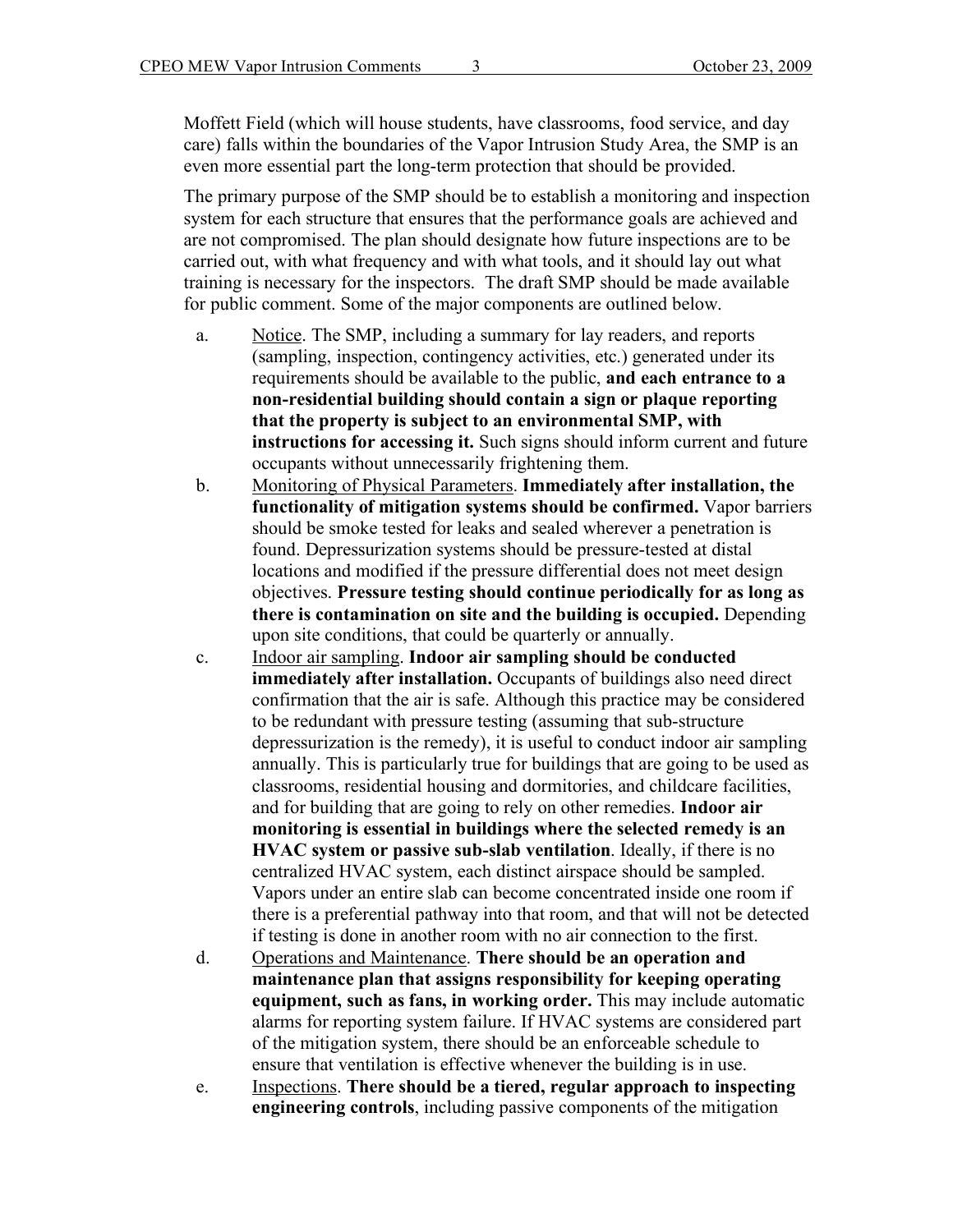Moffett Field (which will house students, have classrooms, food service, and day care) falls within the boundaries of the Vapor Intrusion Study Area, the SMP is an even more essential part the long-term protection that should be provided.

The primary purpose of the SMP should be to establish a monitoring and inspection system for each structure that ensures that the performance goals are achieved and are not compromised. The plan should designate how future inspections are to be carried out, with what frequency and with what tools, and it should lay out what training is necessary for the inspectors. The draft SMP should be made available for public comment. Some of the major components are outlined below.

a. Notice. The SMP, including a summary for lay readers, and reports (sampling, inspection, contingency activities, etc.) generated under its requirements should be available to the public, **and each entrance to a non-residential building should contain a sign or plaque reporting that the property is subject to an environmental SMP, with instructions for accessing it.** Such signs should inform current and future occupants without unnecessarily frightening them.

b. Monitoring of Physical Parameters. **Immediately after installation, the functionality of mitigation systems should be confirmed.** Vapor barriers should be smoke tested for leaks and sealed wherever a penetration is found. Depressurization systems should be pressure-tested at distal locations and modified if the pressure differential does not meet design objectives. **Pressure testing should continue periodically for as long as there is contamination on site and the building is occupied.** Depending upon site conditions, that could be quarterly or annually.

c. Indoor air sampling. **Indoor air sampling should be conducted immediately after installation.** Occupants of buildings also need direct confirmation that the air is safe. Although this practice may be considered to be redundant with pressure testing (assuming that sub-structure depressurization is the remedy), it is useful to conduct indoor air sampling annually. This is particularly true for buildings that are going to be used as classrooms, residential housing and dormitories, and childcare facilities, and for building that are going to rely on other remedies. **Indoor air monitoring is essential in buildings where the selected remedy is an HVAC system or passive sub-slab ventilation**. Ideally, if there is no centralized HVAC system, each distinct airspace should be sampled. Vapors under an entire slab can become concentrated inside one room if there is a preferential pathway into that room, and that will not be detected if testing is done in another room with no air connection to the first.

d. Operations and Maintenance. **There should be an operation and maintenance plan that assigns responsibility for keeping operating equipment, such as fans, in working order.** This may include automatic alarms for reporting system failure. If HVAC systems are considered part of the mitigation system, there should be an enforceable schedule to ensure that ventilation is effective whenever the building is in use.

e. Inspections. **There should be a tiered, regular approach to inspecting engineering controls**, including passive components of the mitigation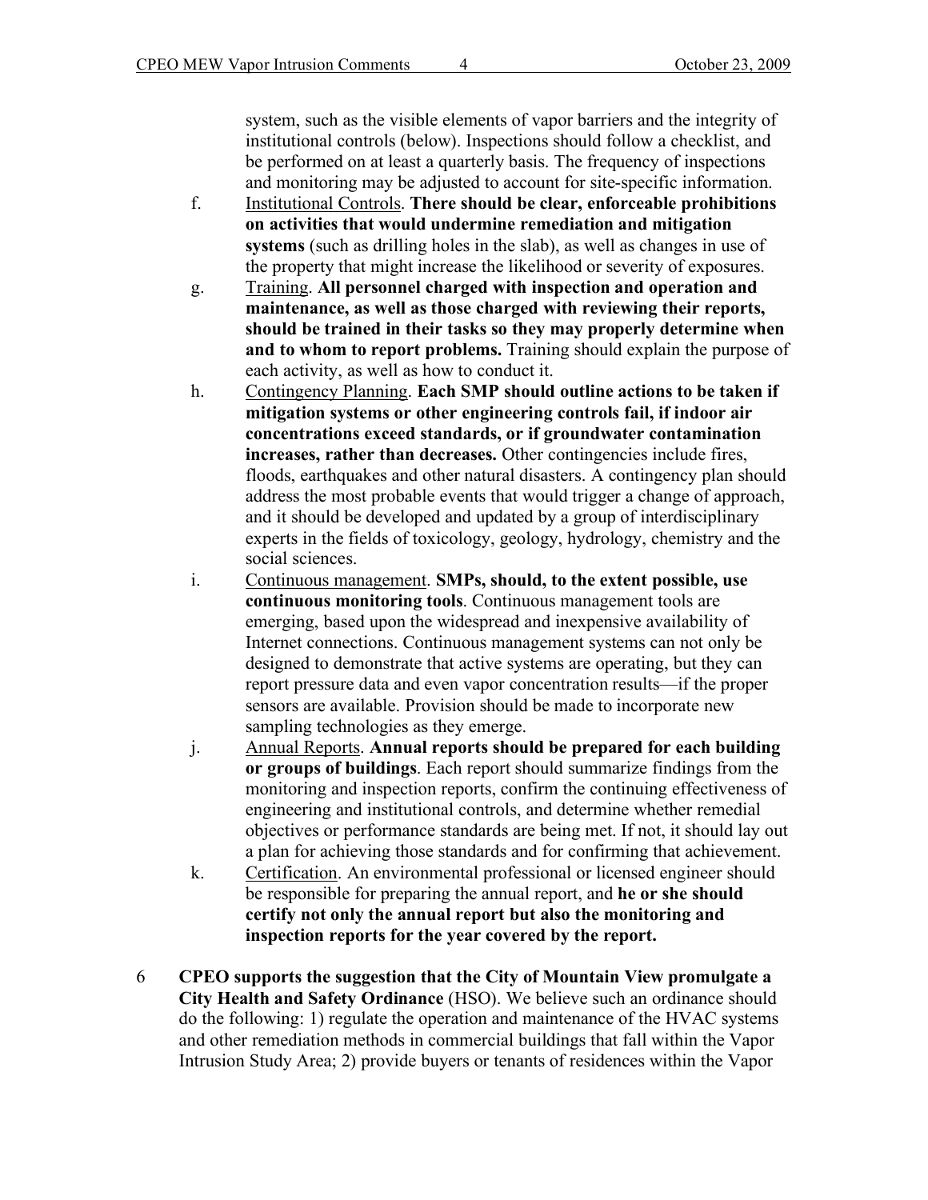system, such as the visible elements of vapor barriers and the integrity of institutional controls (below). Inspections should follow a checklist, and be performed on at least a quarterly basis. The frequency of inspections and monitoring may be adjusted to account for site-specific information.

f. Institutional Controls. **There should be clear, enforceable prohibitions on activities that would undermine remediation and mitigation systems** (such as drilling holes in the slab), as well as changes in use of the property that might increase the likelihood or severity of exposures.

g. Training. **All personnel charged with inspection and operation and maintenance, as well as those charged with reviewing their reports, should be trained in their tasks so they may properly determine when and to whom to report problems.** Training should explain the purpose of each activity, as well as how to conduct it.

h. Contingency Planning. **Each SMP should outline actions to be taken if mitigation systems or other engineering controls fail, if indoor air concentrations exceed standards, or if groundwater contamination increases, rather than decreases.** Other contingencies include fires, floods, earthquakes and other natural disasters. A contingency plan should address the most probable events that would trigger a change of approach, and it should be developed and updated by a group of interdisciplinary experts in the fields of toxicology, geology, hydrology, chemistry and the social sciences.

i. Continuous management. **SMPs, should, to the extent possible, use continuous monitoring tools**. Continuous management tools are emerging, based upon the widespread and inexpensive availability of Internet connections. Continuous management systems can not only be designed to demonstrate that active systems are operating, but they can report pressure data and even vapor concentration results—if the proper sensors are available. Provision should be made to incorporate new sampling technologies as they emerge.

j. Annual Reports. **Annual reports should be prepared for each building or groups of buildings**. Each report should summarize findings from the monitoring and inspection reports, confirm the continuing effectiveness of engineering and institutional controls, and determine whether remedial objectives or performance standards are being met. If not, it should lay out a plan for achieving those standards and for confirming that achievement.

k. Certification. An environmental professional or licensed engineer should be responsible for preparing the annual report, and **he or she should certify not only the annual report but also the monitoring and inspection reports for the year covered by the report.**

6 **CPEO supports the suggestion that the City of Mountain View promulgate a City Health and Safety Ordinance** (HSO). We believe such an ordinance should do the following: 1) regulate the operation and maintenance of the HVAC systems and other remediation methods in commercial buildings that fall within the Vapor Intrusion Study Area; 2) provide buyers or tenants of residences within the Vapor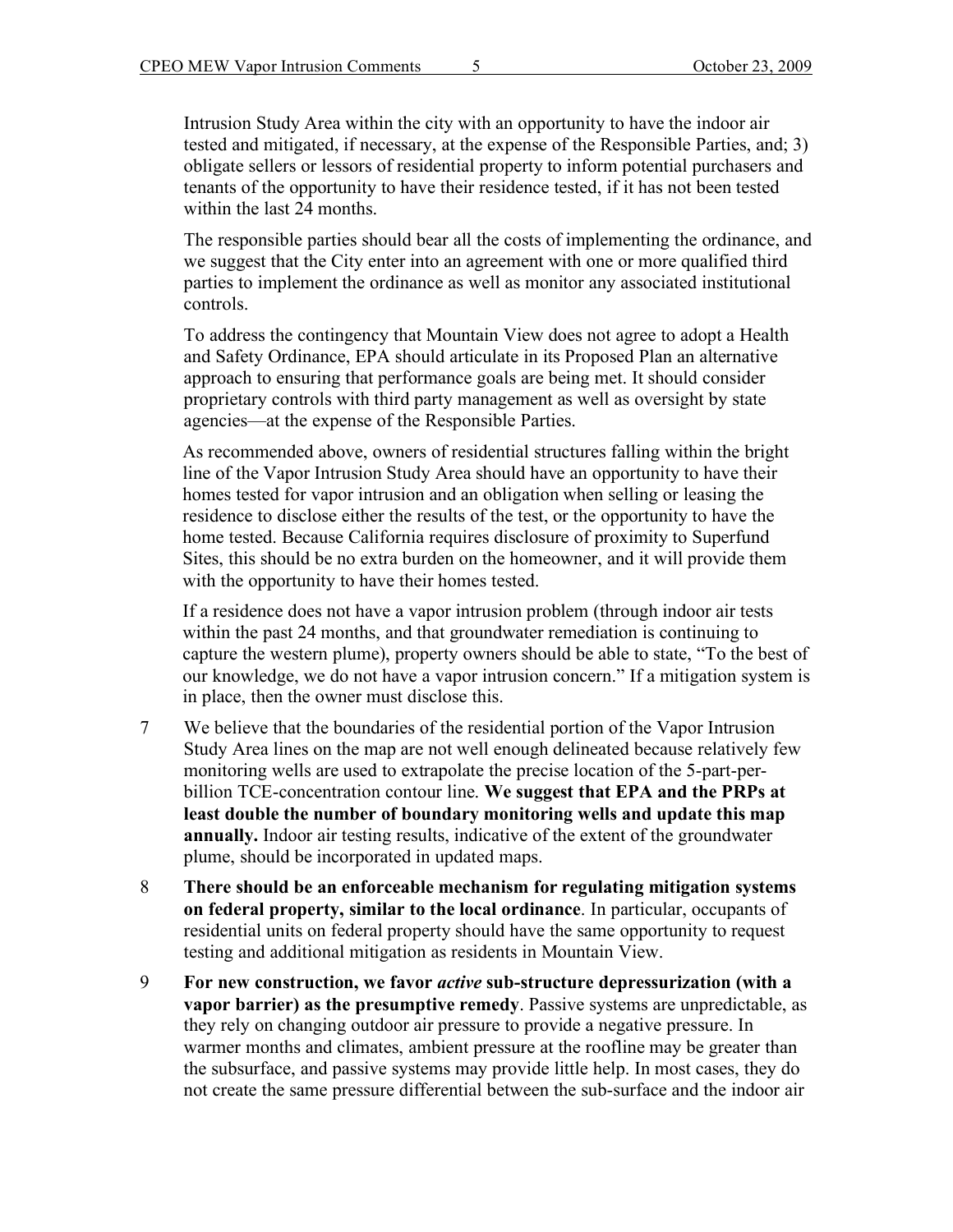Intrusion Study Area within the city with an opportunity to have the indoor air tested and mitigated, if necessary, at the expense of the Responsible Parties, and; 3) obligate sellers or lessors of residential property to inform potential purchasers and tenants of the opportunity to have their residence tested, if it has not been tested within the last 24 months.

The responsible parties should bear all the costs of implementing the ordinance, and we suggest that the City enter into an agreement with one or more qualified third parties to implement the ordinance as well as monitor any associated institutional controls.

To address the contingency that Mountain View does not agree to adopt a Health and Safety Ordinance, EPA should articulate in its Proposed Plan an alternative approach to ensuring that performance goals are being met. It should consider proprietary controls with third party management as well as oversight by state agencies—at the expense of the Responsible Parties.

As recommended above, owners of residential structures falling within the bright line of the Vapor Intrusion Study Area should have an opportunity to have their homes tested for vapor intrusion and an obligation when selling or leasing the residence to disclose either the results of the test, or the opportunity to have the home tested. Because California requires disclosure of proximity to Superfund Sites, this should be no extra burden on the homeowner, and it will provide them with the opportunity to have their homes tested.

If a residence does not have a vapor intrusion problem (through indoor air tests within the past 24 months, and that groundwater remediation is continuing to capture the western plume), property owners should be able to state, "To the best of our knowledge, we do not have a vapor intrusion concern." If a mitigation system is in place, then the owner must disclose this.

7 We believe that the boundaries of the residential portion of the Vapor Intrusion Study Area lines on the map are not well enough delineated because relatively few monitoring wells are used to extrapolate the precise location of the 5-part-per-billion TCE-concentration contour line. **We suggest that EPA and the PRPs at least double the number of boundary monitoring wells and update this map annually.** Indoor air testing results, indicative of the extent of the groundwater plume, should be incorporated in updated maps.

8 **There should be an enforceable mechanism for regulating mitigation systems on federal property, similar to the local ordinance**. In particular, occupants of residential units on federal property should have the same opportunity to request testing and additional mitigation as residents in Mountain View.

9 **For new construction, we favor *active* sub-structure depressurization (with a vapor barrier) as the presumptive remedy**. Passive systems are unpredictable, as they rely on changing outdoor air pressure to provide a negative pressure. In warmer months and climates, ambient pressure at the roofline may be greater than the subsurface, and passive systems may provide little help. In most cases, they do not create the same pressure differential between the sub-surface and the indoor air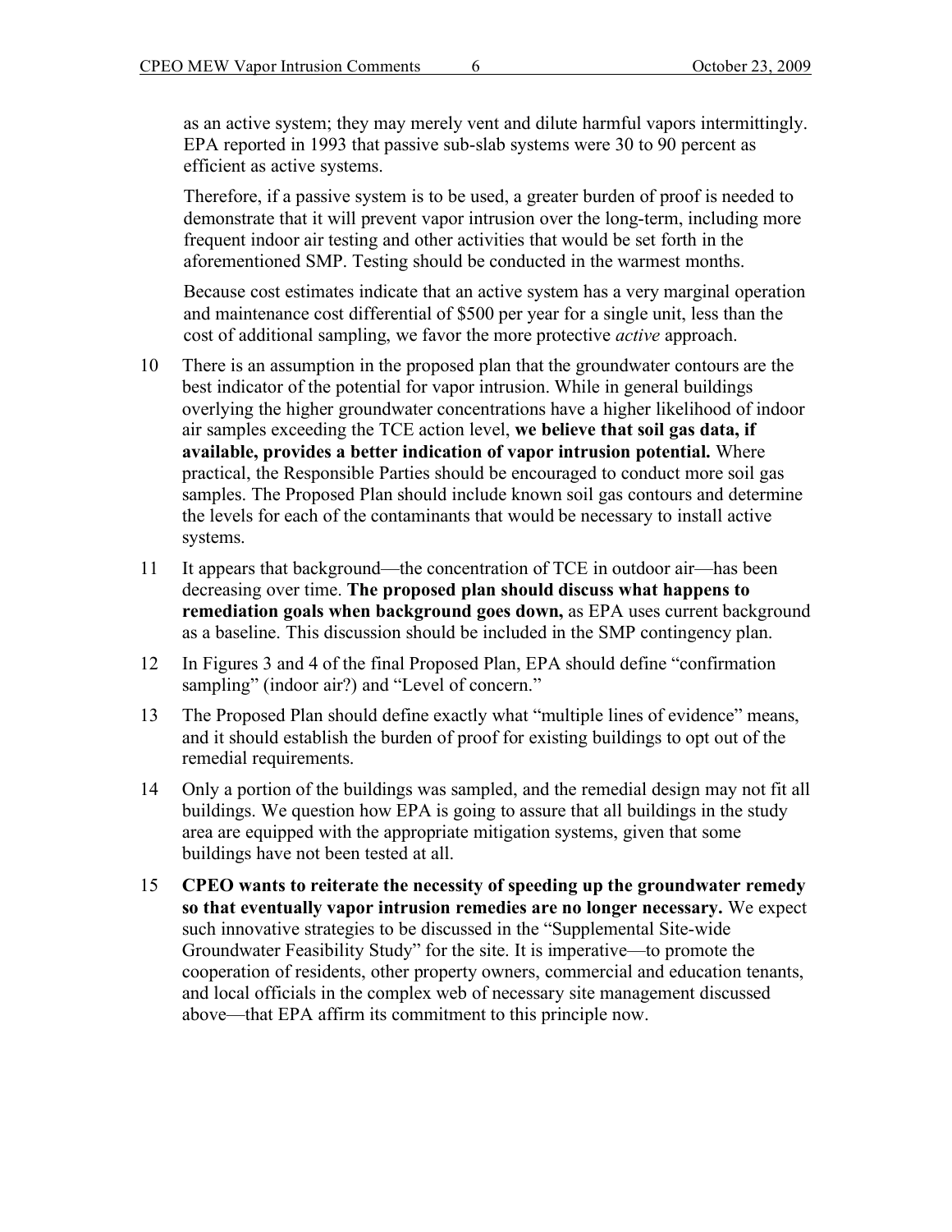as an active system; they may merely vent and dilute harmful vapors intermittingly. EPA reported in 1993 that passive sub-slab systems were 30 to 90 percent as efficient as active systems.

Therefore, if a passive system is to be used, a greater burden of proof is needed to demonstrate that it will prevent vapor intrusion over the long-term, including more frequent indoor air testing and other activities that would be set forth in the aforementioned SMP. Testing should be conducted in the warmest months.

Because cost estimates indicate that an active system has a very marginal operation and maintenance cost differential of $500 per year for a single unit, less than the cost of additional sampling, we favor the more protective *active* approach.

10 There is an assumption in the proposed plan that the groundwater contours are the best indicator of the potential for vapor intrusion. While in general buildings overlying the higher groundwater concentrations have a higher likelihood of indoor air samples exceeding the TCE action level, **we believe that soil gas data, if available, provides a better indication of vapor intrusion potential.** Where practical, the Responsible Parties should be encouraged to conduct more soil gas samples. The Proposed Plan should include known soil gas contours and determine the levels for each of the contaminants that would be necessary to install active systems.

11 It appears that background—the concentration of TCE in outdoor air—has been decreasing over time. **The proposed plan should discuss what happens to remediation goals when background goes down,** as EPA uses current background as a baseline. This discussion should be included in the SMP contingency plan.

12 In Figures 3 and 4 of the final Proposed Plan, EPA should define "confirmation sampling" (indoor air?) and "Level of concern."

13 The Proposed Plan should define exactly what "multiple lines of evidence" means, and it should establish the burden of proof for existing buildings to opt out of the remedial requirements.

14 Only a portion of the buildings was sampled, and the remedial design may not fit all buildings. We question how EPA is going to assure that all buildings in the study area are equipped with the appropriate mitigation systems, given that some buildings have not been tested at all.

15 **CPEO wants to reiterate the necessity of speeding up the groundwater remedy so that eventually vapor intrusion remedies are no longer necessary.** We expect such innovative strategies to be discussed in the "Supplemental Site-wide Groundwater Feasibility Study" for the site. It is imperative—to promote the cooperation of residents, other property owners, commercial and education tenants, and local officials in the complex web of necessary site management discussed above—that EPA affirm its commitment to this principle now.